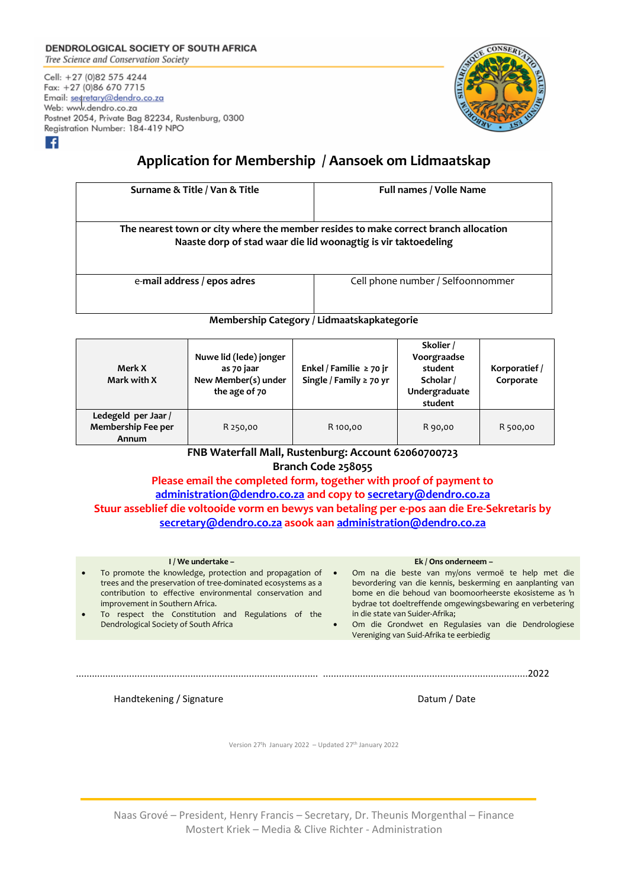**DENDROLOGICAL SOCIETY OF SOUTH AFRICA**
*Tree Science and Conservation Society*

Cell: +27 (0)82 575 4244
Fax: +27 (0)86 670 7715
Email: secretary@dendro.co.za
Web: www.dendro.co.za
Postnet 2054, Private Bag 82234, Rustenburg, 0300
Registration Number: 184-419 NPO

# Application for Membership / Aansoek om Lidmaatskap

| **Surname & Title / Van & Title** | **Full names / Volle Name** |
|---|---|
| | |
| **The nearest town or city where the member resides to make correct branch allocation** **Naaste dorp of stad waar die lid woonagtig is vir taktoedeling** | |
| | |
| e-**mail address / epos adres** | Cell phone number / Selfoonnommer |
| | |

**Membership Category / Lidmaatskapkategorie**

| **Merk X** **Mark with X** | **Nuwe lid (lede) jonger as 70 jaar** **New Member(s) under the age of 70** | **Enkel / Familie ≥ 70 jr** **Single / Family ≥ 70 yr** | **Skolier / Voorgraadse student** **Scholar / Undergraduate student** | **Korporatief / Corporate** |
|---|---|---|---|---|
| **Ledegeld per Jaar / Membership Fee per Annum** | R 250,00 | R 100,00 | R 90,00 | R 500,00 |

**FNB Waterfall Mall, Rustenburg: Account 62060700723**
**Branch Code 258055**

**Please email the completed form, together with proof of payment to administration@dendro.co.za and copy to secretary@dendro.co.za**

**Stuur asseblief die voltooide vorm en bewys van betaling per e-pos aan die Ere-Sekretaris by secretary@dendro.co.za asook aan administration@dendro.co.za**

**I / We undertake –**

- To promote the knowledge, protection and propagation of trees and the preservation of tree-dominated ecosystems as a contribution to effective environmental conservation and improvement in Southern Africa.
- To respect the Constitution and Regulations of the Dendrological Society of South Africa

**Ek / Ons onderneem –**

- Om na die beste van my/ons vermoë te help met die bevordering van die kennis, beskerming en aanplanting van bome en die behoud van boomoorheerste ekosisteme as 'n bydrae tot doeltreffende omgewingsbewaring en verbetering in die state van Suider-Afrika;
- Om die Grondwet en Regulasies van die Dendrologiese Vereniging van Suid-Afrika te eerbiedig

........................................................................................ ............................................................................2022

Handtekening / Signature Datum / Date

Version 27th January 2022 – Updated 27th January 2022

Naas Grové – President, Henry Francis – Secretary, Dr. Theunis Morgenthal – Finance
Mostert Kriek – Media & Clive Richter - Administration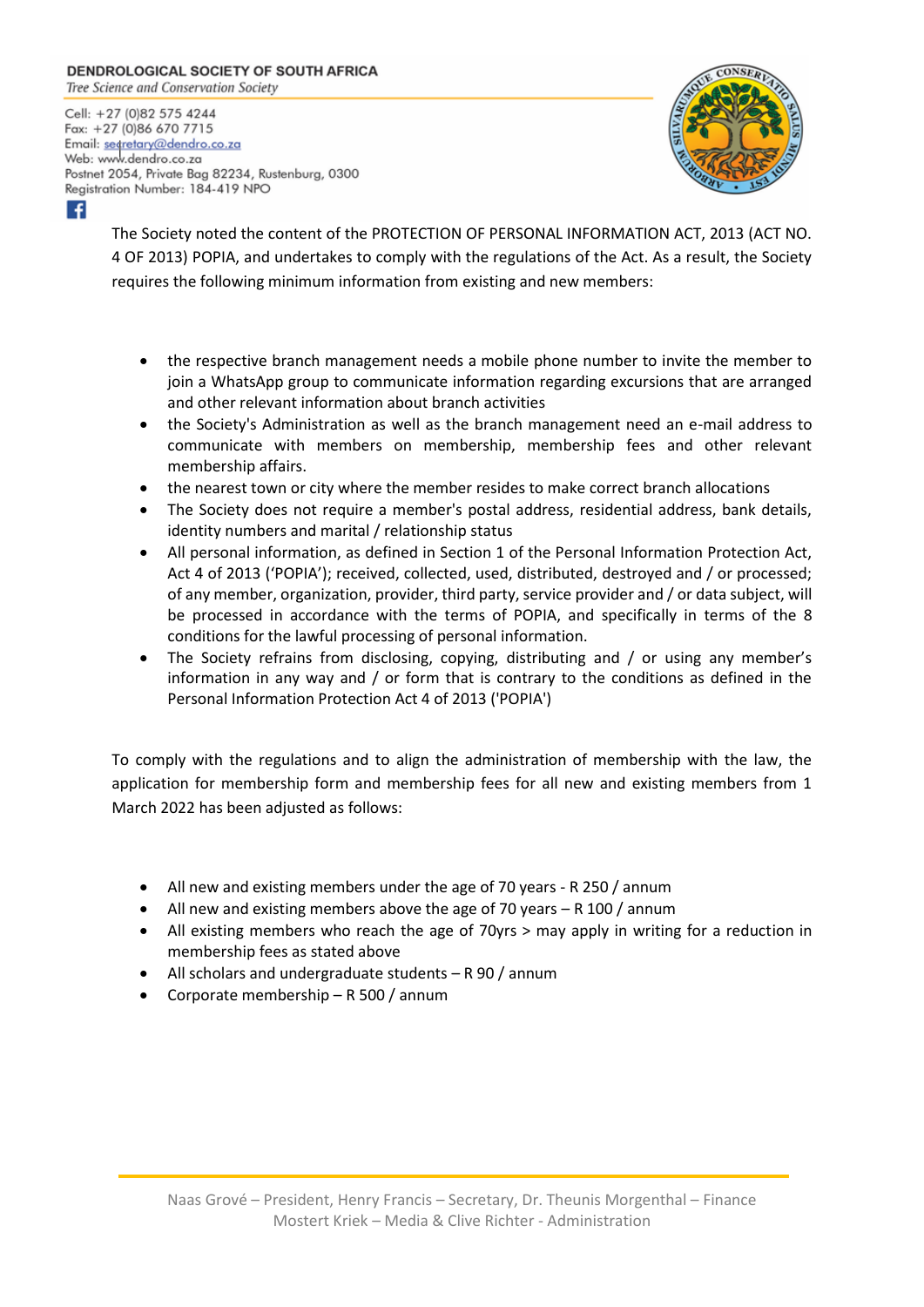**DENDROLOGICAL SOCIETY OF SOUTH AFRICA**
*Tree Science and Conservation Society*

Cell: +27 (0)82 575 4244
Fax: +27 (0)86 670 7715
Email: secretary@dendro.co.za
Web: www.dendro.co.za
Postnet 2054, Private Bag 82234, Rustenburg, 0300
Registration Number: 184-419 NPO

The Society noted the content of the PROTECTION OF PERSONAL INFORMATION ACT, 2013 (ACT NO. 4 OF 2013) POPIA, and undertakes to comply with the regulations of the Act. As a result, the Society requires the following minimum information from existing and new members:

- the respective branch management needs a mobile phone number to invite the member to join a WhatsApp group to communicate information regarding excursions that are arranged and other relevant information about branch activities
- the Society's Administration as well as the branch management need an e-mail address to communicate with members on membership, membership fees and other relevant membership affairs.
- the nearest town or city where the member resides to make correct branch allocations
- The Society does not require a member's postal address, residential address, bank details, identity numbers and marital / relationship status
- All personal information, as defined in Section 1 of the Personal Information Protection Act, Act 4 of 2013 ('POPIA'); received, collected, used, distributed, destroyed and / or processed; of any member, organization, provider, third party, service provider and / or data subject, will be processed in accordance with the terms of POPIA, and specifically in terms of the 8 conditions for the lawful processing of personal information.
- The Society refrains from disclosing, copying, distributing and / or using any member's information in any way and / or form that is contrary to the conditions as defined in the Personal Information Protection Act 4 of 2013 ('POPIA')

To comply with the regulations and to align the administration of membership with the law, the application for membership form and membership fees for all new and existing members from 1 March 2022 has been adjusted as follows:

- All new and existing members under the age of 70 years - R 250 / annum
- All new and existing members above the age of 70 years – R 100 / annum
- All existing members who reach the age of 70yrs > may apply in writing for a reduction in membership fees as stated above
- All scholars and undergraduate students – R 90 / annum
- Corporate membership – R 500 / annum

Naas Grové – President, Henry Francis – Secretary, Dr. Theunis Morgenthal – Finance
Mostert Kriek – Media & Clive Richter - Administration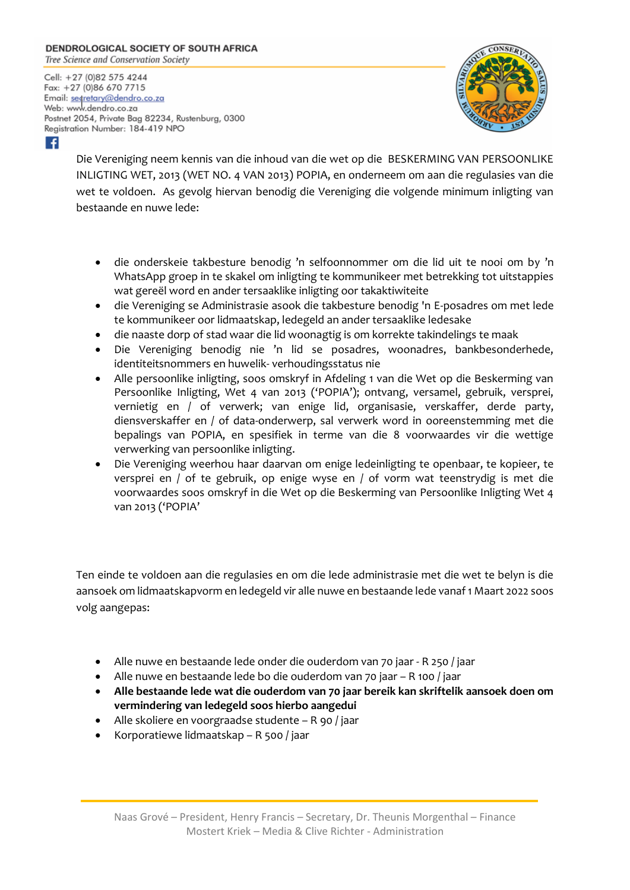**DENDROLOGICAL SOCIETY OF SOUTH AFRICA**
*Tree Science and Conservation Society*

Cell: +27 (0)82 575 4244
Fax: +27 (0)86 670 7715
Email: secretary@dendro.co.za
Web: www.dendro.co.za
Postnet 2054, Private Bag 82234, Rustenburg, 0300
Registration Number: 184-419 NPO

Die Vereniging neem kennis van die inhoud van die wet op die BESKERMING VAN PERSOONLIKE INLIGTING WET, 2013 (WET NO. 4 VAN 2013) POPIA, en onderneem om aan die regulasies van die wet te voldoen. As gevolg hiervan benodig die Vereniging die volgende minimum inligting van bestaande en nuwe lede:

- die onderskeie takbesture benodig 'n selfoonnommer om die lid uit te nooi om by 'n WhatsApp groep in te skakel om inligting te kommunikeer met betrekking tot uitstappies wat gereël word en ander tersaaklike inligting oor takaktiwiteite
- die Vereniging se Administrasie asook die takbesture benodig 'n E-posadres om met lede te kommunikeer oor lidmaatskap, ledegeld an ander tersaaklike ledesake
- die naaste dorp of stad waar die lid woonagtig is om korrekte takindelings te maak
- Die Vereniging benodig nie 'n lid se posadres, woonadres, bankbesonderhede, identiteitsnommers en huwelik- verhoudingsstatus nie
- Alle persoonlike inligting, soos omskryf in Afdeling 1 van die Wet op die Beskerming van Persoonlike Inligting, Wet 4 van 2013 ('POPIA'); ontvang, versamel, gebruik, versprei, vernietig en / of verwerk; van enige lid, organisasie, verskaffer, derde party, diensverskaffer en / of data-onderwerp, sal verwerk word in ooreenstemming met die bepalings van POPIA, en spesifiek in terme van die 8 voorwaardes vir die wettige verwerking van persoonlike inligting.
- Die Vereniging weerhou haar daarvan om enige ledeinligting te openbaar, te kopieer, te versprei en / of te gebruik, op enige wyse en / of vorm wat teenstrydig is met die voorwaardes soos omskryf in die Wet op die Beskerming van Persoonlike Inligting Wet 4 van 2013 ('POPIA'

Ten einde te voldoen aan die regulasies en om die lede administrasie met die wet te belyn is die aansoek om lidmaatskapvorm en ledegeld vir alle nuwe en bestaande lede vanaf 1 Maart 2022 soos volg aangepas:

- Alle nuwe en bestaande lede onder die ouderdom van 70 jaar - R 250 / jaar
- Alle nuwe en bestaande lede bo die ouderdom van 70 jaar – R 100 / jaar
- **Alle bestaande lede wat die ouderdom van 70 jaar bereik kan skriftelik aansoek doen om vermindering van ledegeld soos hierbo aangedui**
- Alle skoliere en voorgraadse studente – R 90 / jaar
- Korporatiewe lidmaatskap – R 500 / jaar

Naas Grové – President, Henry Francis – Secretary, Dr. Theunis Morgenthal – Finance
Mostert Kriek – Media & Clive Richter - Administration